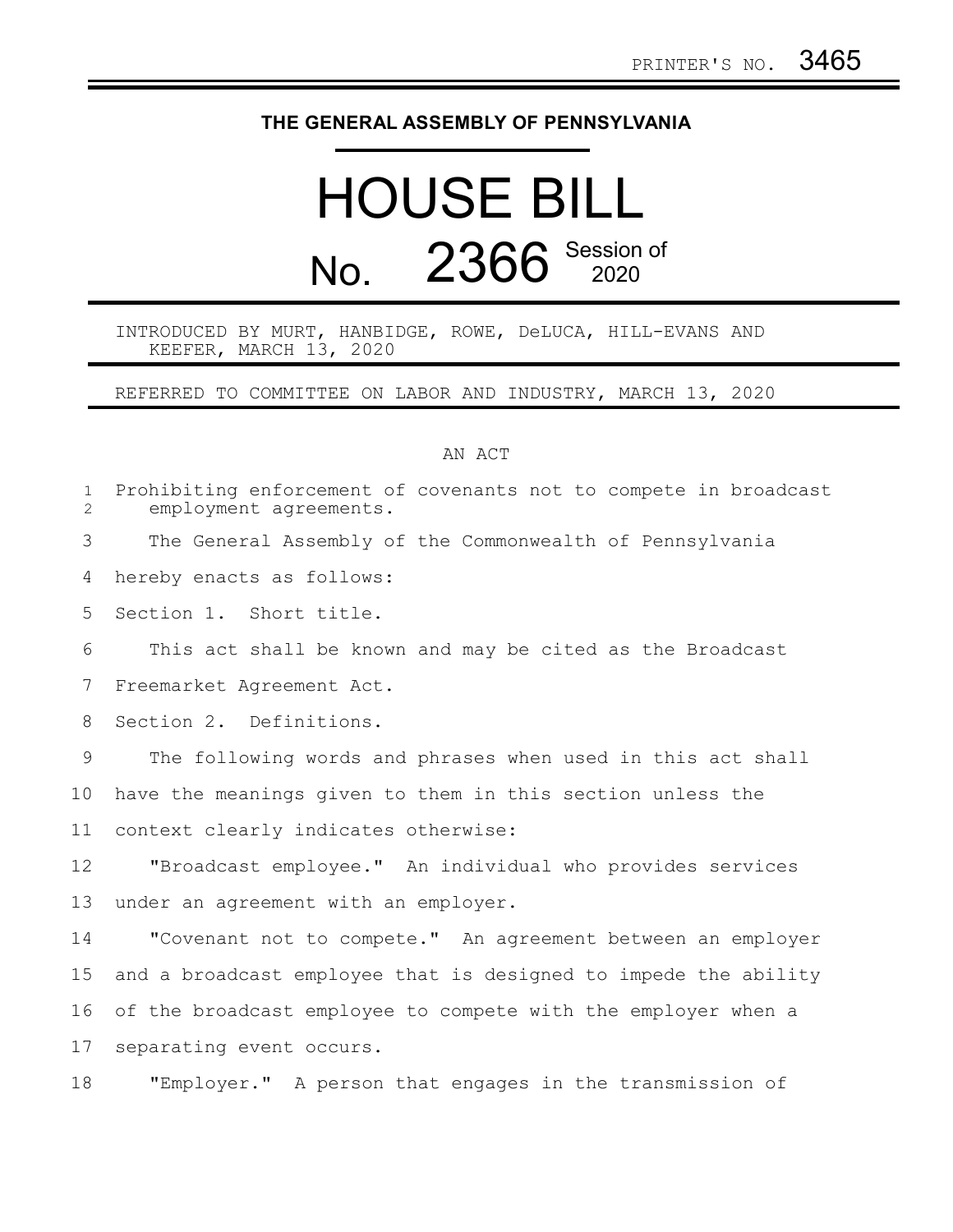PRINTER'S NO. 3465

# THE GENERAL ASSEMBLY OF PENNSYLVANIA

# HOUSE BILL

## No. 2366 Session of 2020

INTRODUCED BY MURT, HANBIDGE, ROWE, DeLUCA, HILL-EVANS AND KEEFER, MARCH 13, 2020

REFERRED TO COMMITTEE ON LABOR AND INDUSTRY, MARCH 13, 2020

AN ACT

Prohibiting enforcement of covenants not to compete in broadcast employment agreements.

The General Assembly of the Commonwealth of Pennsylvania hereby enacts as follows:

Section 1. Short title.

This act shall be known and may be cited as the Broadcast Freemarket Agreement Act.

Section 2. Definitions.

The following words and phrases when used in this act shall have the meanings given to them in this section unless the context clearly indicates otherwise:

"Broadcast employee." An individual who provides services under an agreement with an employer.

"Covenant not to compete." An agreement between an employer and a broadcast employee that is designed to impede the ability of the broadcast employee to compete with the employer when a separating event occurs.

"Employer." A person that engages in the transmission of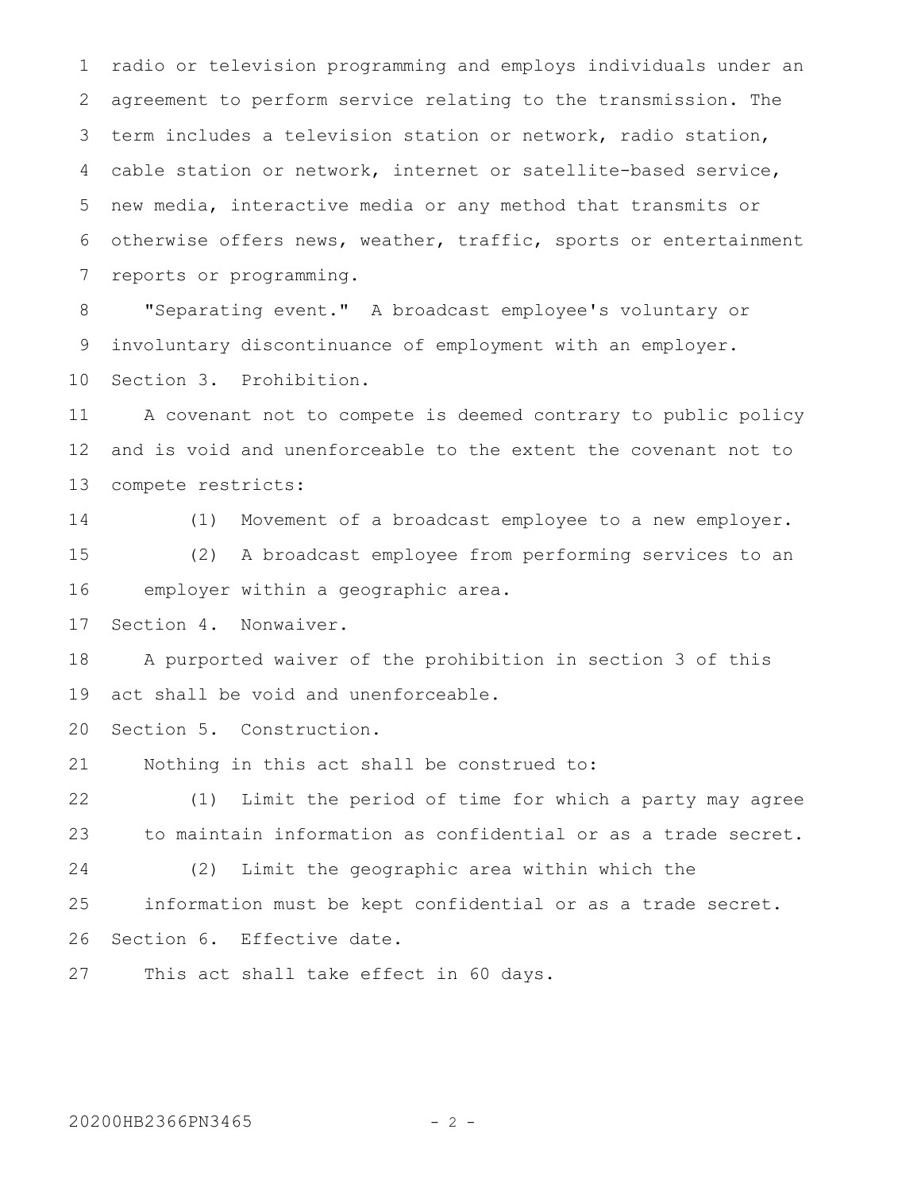radio or television programming and employs individuals under an agreement to perform service relating to the transmission. The term includes a television station or network, radio station, cable station or network, internet or satellite-based service, new media, interactive media or any method that transmits or otherwise offers news, weather, traffic, sports or entertainment reports or programming.

"Separating event." A broadcast employee's voluntary or involuntary discontinuance of employment with an employer.

Section 3. Prohibition.

A covenant not to compete is deemed contrary to public policy and is void and unenforceable to the extent the covenant not to compete restricts:

(1) Movement of a broadcast employee to a new employer.

(2) A broadcast employee from performing services to an employer within a geographic area.

Section 4. Nonwaiver.

A purported waiver of the prohibition in section 3 of this act shall be void and unenforceable.

Section 5. Construction.

Nothing in this act shall be construed to:

(1) Limit the period of time for which a party may agree to maintain information as confidential or as a trade secret.

(2) Limit the geographic area within which the information must be kept confidential or as a trade secret.

Section 6. Effective date.

This act shall take effect in 60 days.